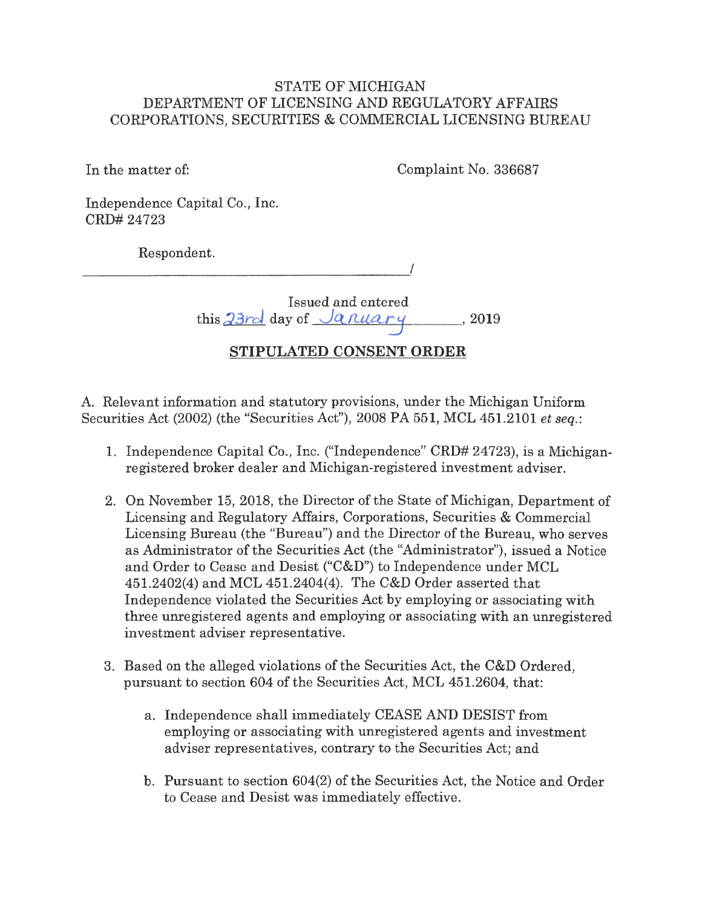STATE OF MICHIGAN
DEPARTMENT OF LICENSING AND REGULATORY AFFAIRS
CORPORATIONS, SECURITIES & COMMERCIAL LICENSING BUREAU

In the matter of:

Complaint No. 336687

Independence Capital Co., Inc.
CRD# 24723

Respondent.

_____________________________________/

Issued and entered
this 23rd day of January, 2019

## STIPULATED CONSENT ORDER

A. Relevant information and statutory provisions, under the Michigan Uniform Securities Act (2002) (the "Securities Act"), 2008 PA 551, MCL 451.2101 *et seq.*:

1. Independence Capital Co., Inc. ("Independence" CRD# 24723), is a Michigan-registered broker dealer and Michigan-registered investment adviser.

2. On November 15, 2018, the Director of the State of Michigan, Department of Licensing and Regulatory Affairs, Corporations, Securities & Commercial Licensing Bureau (the "Bureau") and the Director of the Bureau, who serves as Administrator of the Securities Act (the "Administrator"), issued a Notice and Order to Cease and Desist ("C&D") to Independence under MCL 451.2402(4) and MCL 451.2404(4). The C&D Order asserted that Independence violated the Securities Act by employing or associating with three unregistered agents and employing or associating with an unregistered investment adviser representative.

3. Based on the alleged violations of the Securities Act, the C&D Ordered, pursuant to section 604 of the Securities Act, MCL 451.2604, that:

   a. Independence shall immediately CEASE AND DESIST from employing or associating with unregistered agents and investment adviser representatives, contrary to the Securities Act; and

   b. Pursuant to section 604(2) of the Securities Act, the Notice and Order to Cease and Desist was immediately effective.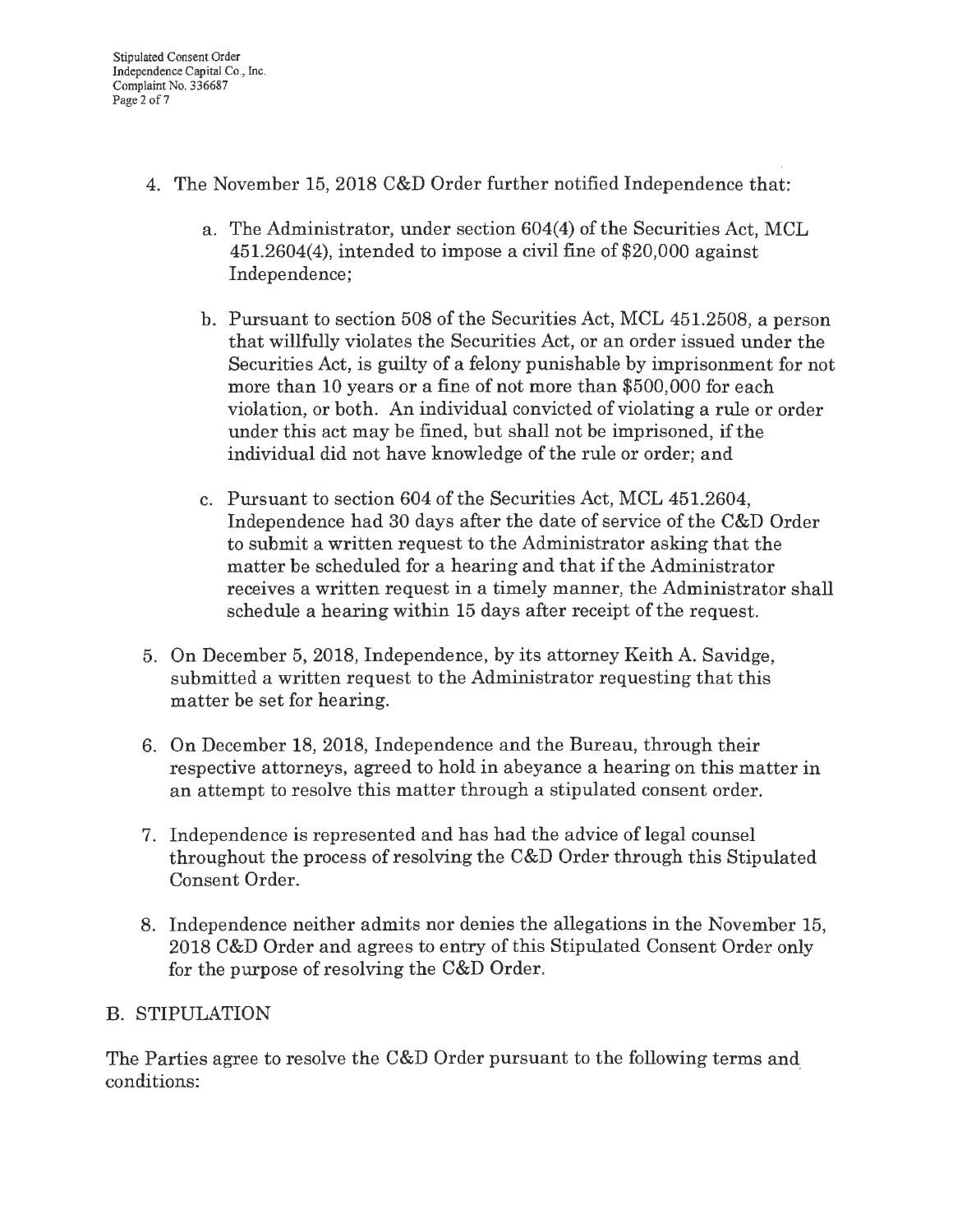4. The November 15, 2018 C&D Order further notified Independence that:

    a. The Administrator, under section 604(4) of the Securities Act, MCL 451.2604(4), intended to impose a civil fine of $20,000 against Independence;

    b. Pursuant to section 508 of the Securities Act, MCL 451.2508, a person that willfully violates the Securities Act, or an order issued under the Securities Act, is guilty of a felony punishable by imprisonment for not more than 10 years or a fine of not more than $500,000 for each violation, or both. An individual convicted of violating a rule or order under this act may be fined, but shall not be imprisoned, if the individual did not have knowledge of the rule or order; and

    c. Pursuant to section 604 of the Securities Act, MCL 451.2604, Independence had 30 days after the date of service of the C&D Order to submit a written request to the Administrator asking that the matter be scheduled for a hearing and that if the Administrator receives a written request in a timely manner, the Administrator shall schedule a hearing within 15 days after receipt of the request.

5. On December 5, 2018, Independence, by its attorney Keith A. Savidge, submitted a written request to the Administrator requesting that this matter be set for hearing.

6. On December 18, 2018, Independence and the Bureau, through their respective attorneys, agreed to hold in abeyance a hearing on this matter in an attempt to resolve this matter through a stipulated consent order.

7. Independence is represented and has had the advice of legal counsel throughout the process of resolving the C&D Order through this Stipulated Consent Order.

8. Independence neither admits nor denies the allegations in the November 15, 2018 C&D Order and agrees to entry of this Stipulated Consent Order only for the purpose of resolving the C&D Order.

## B. STIPULATION

The Parties agree to resolve the C&D Order pursuant to the following terms and conditions: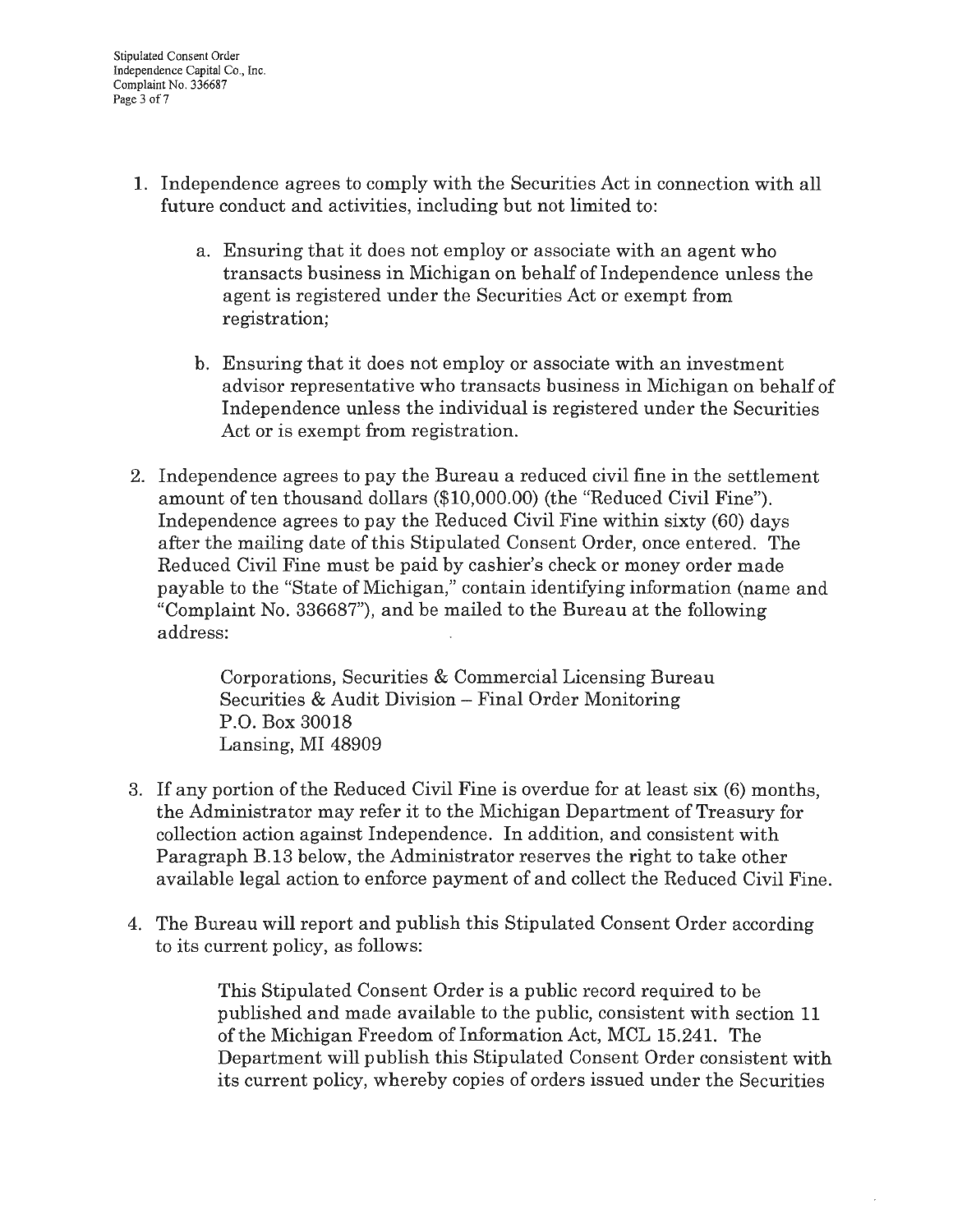1. Independence agrees to comply with the Securities Act in connection with all future conduct and activities, including but not limited to:

    a. Ensuring that it does not employ or associate with an agent who transacts business in Michigan on behalf of Independence unless the agent is registered under the Securities Act or exempt from registration;

    b. Ensuring that it does not employ or associate with an investment advisor representative who transacts business in Michigan on behalf of Independence unless the individual is registered under the Securities Act or is exempt from registration.

2. Independence agrees to pay the Bureau a reduced civil fine in the settlement amount of ten thousand dollars ($10,000.00) (the "Reduced Civil Fine"). Independence agrees to pay the Reduced Civil Fine within sixty (60) days after the mailing date of this Stipulated Consent Order, once entered. The Reduced Civil Fine must be paid by cashier's check or money order made payable to the "State of Michigan," contain identifying information (name and "Complaint No. 336687"), and be mailed to the Bureau at the following address:

    > Corporations, Securities & Commercial Licensing Bureau
    > Securities & Audit Division – Final Order Monitoring
    > P.O. Box 30018
    > Lansing, MI 48909

3. If any portion of the Reduced Civil Fine is overdue for at least six (6) months, the Administrator may refer it to the Michigan Department of Treasury for collection action against Independence. In addition, and consistent with Paragraph B.13 below, the Administrator reserves the right to take other available legal action to enforce payment of and collect the Reduced Civil Fine.

4. The Bureau will report and publish this Stipulated Consent Order according to its current policy, as follows:

    > This Stipulated Consent Order is a public record required to be published and made available to the public, consistent with section 11 of the Michigan Freedom of Information Act, MCL 15.241. The Department will publish this Stipulated Consent Order consistent with its current policy, whereby copies of orders issued under the Securities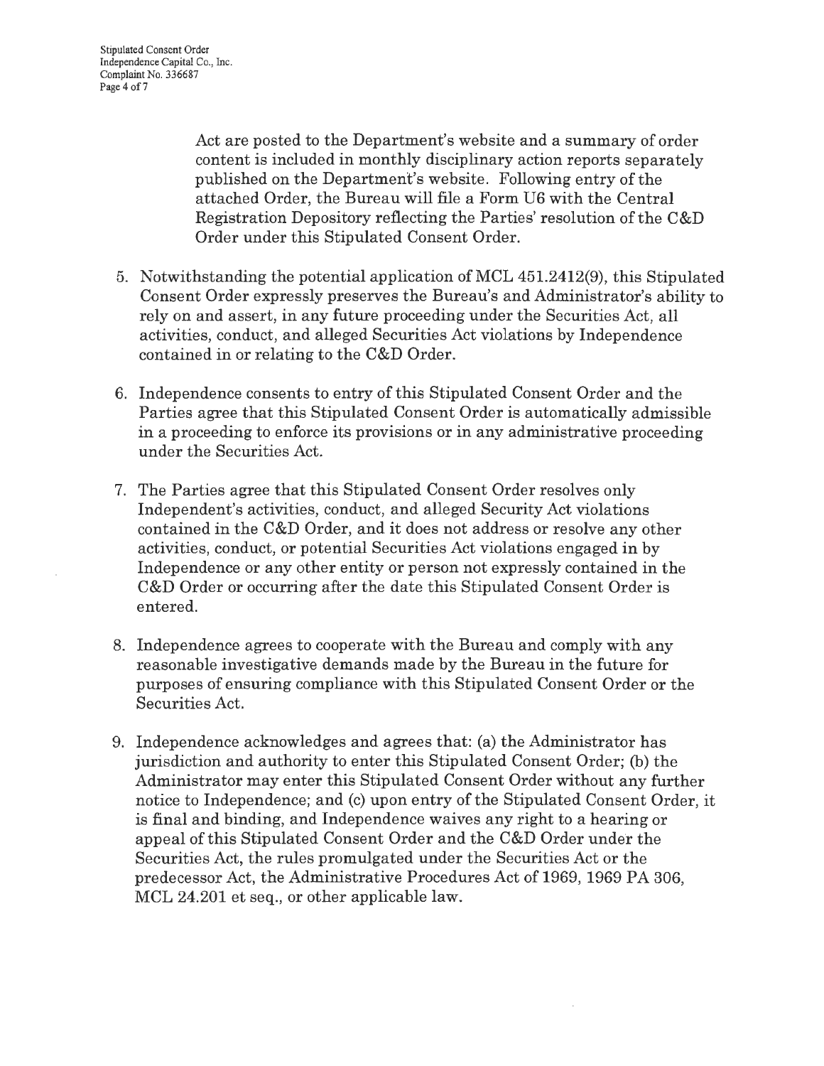Act are posted to the Department's website and a summary of order content is included in monthly disciplinary action reports separately published on the Department's website. Following entry of the attached Order, the Bureau will file a Form U6 with the Central Registration Depository reflecting the Parties' resolution of the C&D Order under this Stipulated Consent Order.

5. Notwithstanding the potential application of MCL 451.2412(9), this Stipulated Consent Order expressly preserves the Bureau's and Administrator's ability to rely on and assert, in any future proceeding under the Securities Act, all activities, conduct, and alleged Securities Act violations by Independence contained in or relating to the C&D Order.

6. Independence consents to entry of this Stipulated Consent Order and the Parties agree that this Stipulated Consent Order is automatically admissible in a proceeding to enforce its provisions or in any administrative proceeding under the Securities Act.

7. The Parties agree that this Stipulated Consent Order resolves only Independent's activities, conduct, and alleged Security Act violations contained in the C&D Order, and it does not address or resolve any other activities, conduct, or potential Securities Act violations engaged in by Independence or any other entity or person not expressly contained in the C&D Order or occurring after the date this Stipulated Consent Order is entered.

8. Independence agrees to cooperate with the Bureau and comply with any reasonable investigative demands made by the Bureau in the future for purposes of ensuring compliance with this Stipulated Consent Order or the Securities Act.

9. Independence acknowledges and agrees that: (a) the Administrator has jurisdiction and authority to enter this Stipulated Consent Order; (b) the Administrator may enter this Stipulated Consent Order without any further notice to Independence; and (c) upon entry of the Stipulated Consent Order, it is final and binding, and Independence waives any right to a hearing or appeal of this Stipulated Consent Order and the C&D Order under the Securities Act, the rules promulgated under the Securities Act or the predecessor Act, the Administrative Procedures Act of 1969, 1969 PA 306, MCL 24.201 et seq., or other applicable law.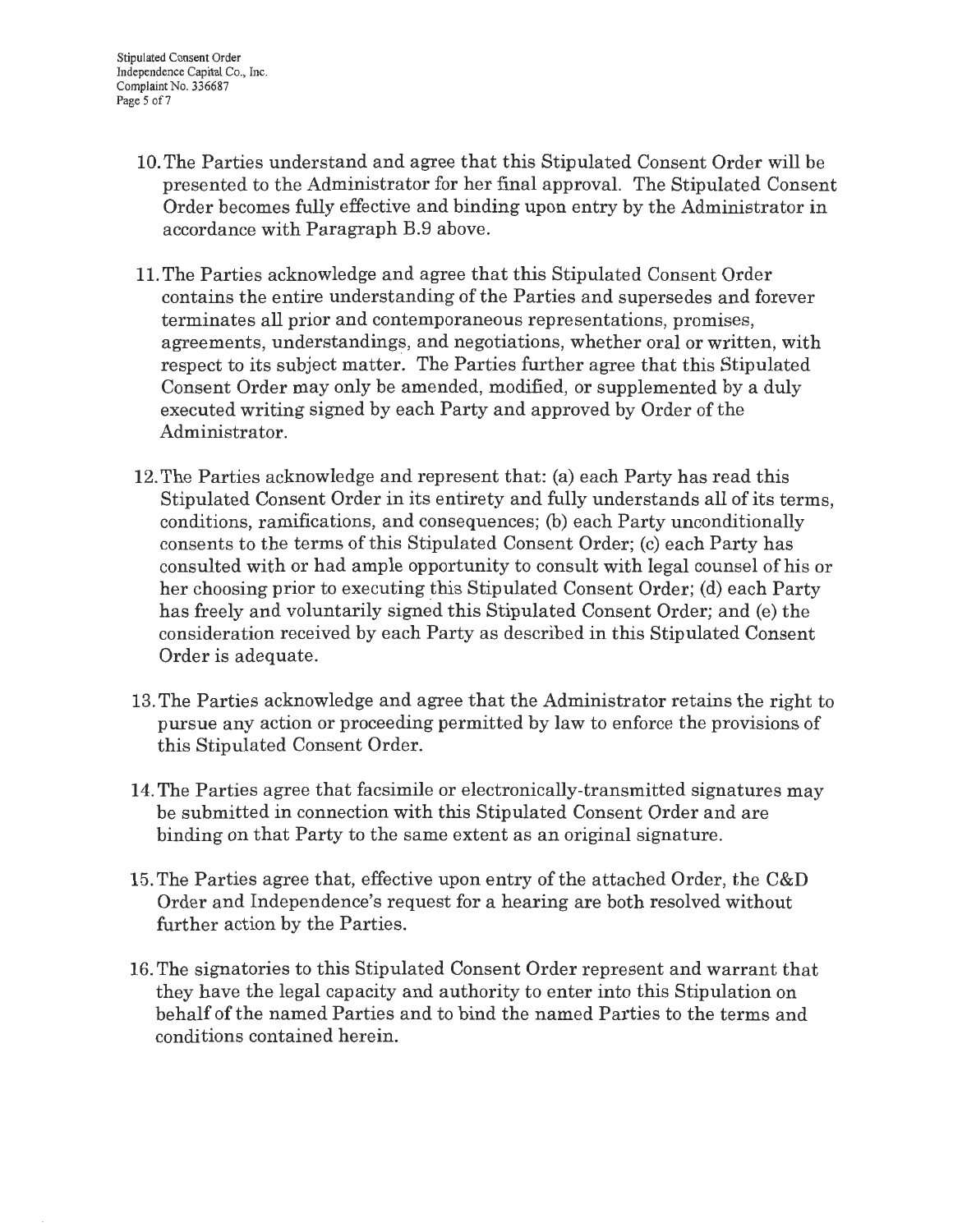10. The Parties understand and agree that this Stipulated Consent Order will be presented to the Administrator for her final approval. The Stipulated Consent Order becomes fully effective and binding upon entry by the Administrator in accordance with Paragraph B.9 above.

11. The Parties acknowledge and agree that this Stipulated Consent Order contains the entire understanding of the Parties and supersedes and forever terminates all prior and contemporaneous representations, promises, agreements, understandings, and negotiations, whether oral or written, with respect to its subject matter. The Parties further agree that this Stipulated Consent Order may only be amended, modified, or supplemented by a duly executed writing signed by each Party and approved by Order of the Administrator.

12. The Parties acknowledge and represent that: (a) each Party has read this Stipulated Consent Order in its entirety and fully understands all of its terms, conditions, ramifications, and consequences; (b) each Party unconditionally consents to the terms of this Stipulated Consent Order; (c) each Party has consulted with or had ample opportunity to consult with legal counsel of his or her choosing prior to executing this Stipulated Consent Order; (d) each Party has freely and voluntarily signed this Stipulated Consent Order; and (e) the consideration received by each Party as described in this Stipulated Consent Order is adequate.

13. The Parties acknowledge and agree that the Administrator retains the right to pursue any action or proceeding permitted by law to enforce the provisions of this Stipulated Consent Order.

14. The Parties agree that facsimile or electronically-transmitted signatures may be submitted in connection with this Stipulated Consent Order and are binding on that Party to the same extent as an original signature.

15. The Parties agree that, effective upon entry of the attached Order, the C&D Order and Independence's request for a hearing are both resolved without further action by the Parties.

16. The signatories to this Stipulated Consent Order represent and warrant that they have the legal capacity and authority to enter into this Stipulation on behalf of the named Parties and to bind the named Parties to the terms and conditions contained herein.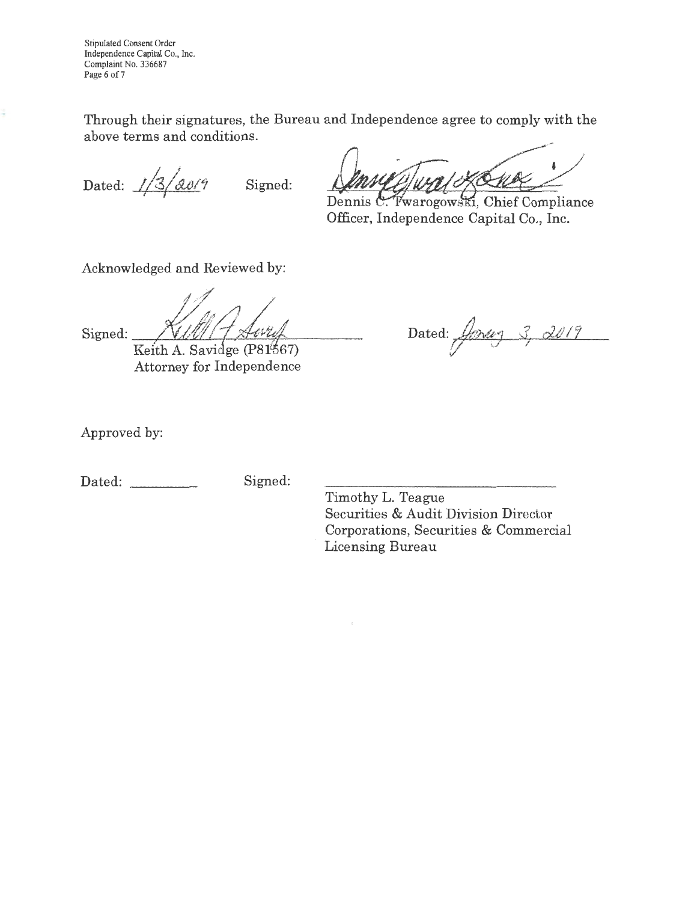Through their signatures, the Bureau and Independence agree to comply with the above terms and conditions.

Dated: 1/3/2019 Signed: ______________________

Dennis C. Twarogowski, Chief Compliance Officer, Independence Capital Co., Inc.

Acknowledged and Reviewed by:

Signed: ______________________

Keith A. Savidge (P81567)
Attorney for Independence

Dated: January 3, 2019

Approved by:

Dated: __________ Signed: ______________________

Timothy L. Teague
Securities & Audit Division Director
Corporations, Securities & Commercial Licensing Bureau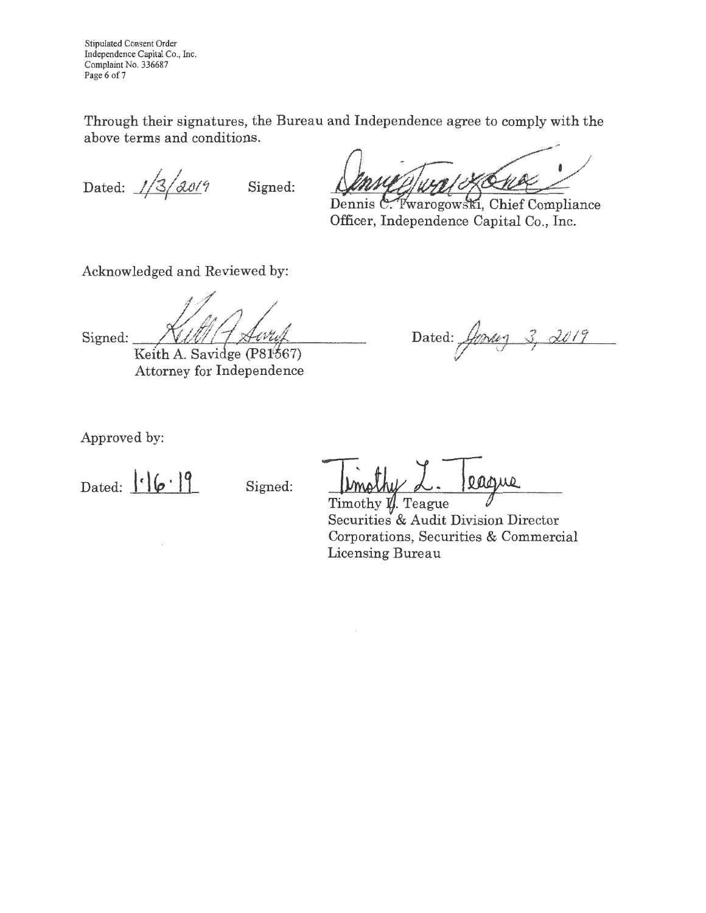Through their signatures, the Bureau and Independence agree to comply with the above terms and conditions.

Dated: 1/3/2019  Signed: 

Dennis C. Twarogowski, Chief Compliance Officer, Independence Capital Co., Inc.

Acknowledged and Reviewed by:

Signed: 

Keith A. Savidge (P81567)
Attorney for Independence

Dated: January 3, 2019

Approved by:

Dated: 1·16·19  Signed: Timothy L. Teague

Timothy L. Teague
Securities & Audit Division Director
Corporations, Securities & Commercial Licensing Bureau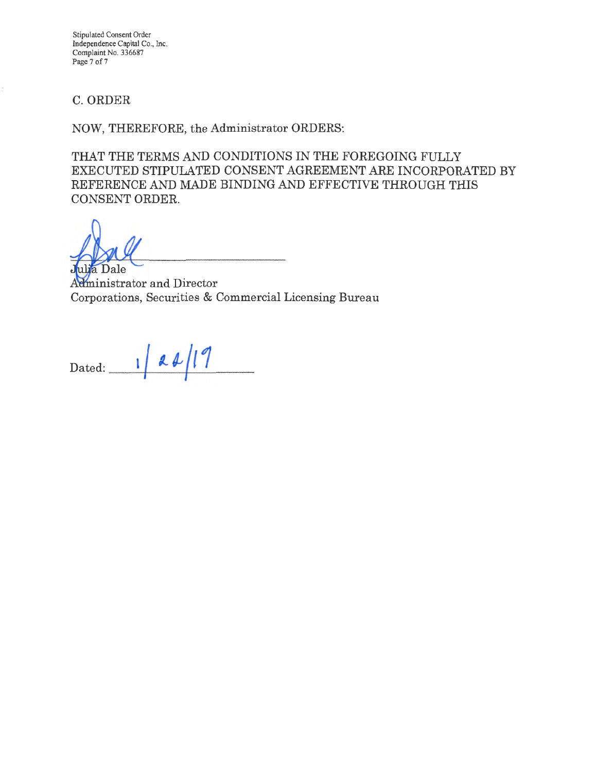## C. ORDER

NOW, THEREFORE, the Administrator ORDERS:

THAT THE TERMS AND CONDITIONS IN THE FOREGOING FULLY EXECUTED STIPULATED CONSENT AGREEMENT ARE INCORPORATED BY REFERENCE AND MADE BINDING AND EFFECTIVE THROUGH THIS CONSENT ORDER.

Julia Dale
Administrator and Director
Corporations, Securities & Commercial Licensing Bureau

Dated: 1/22/19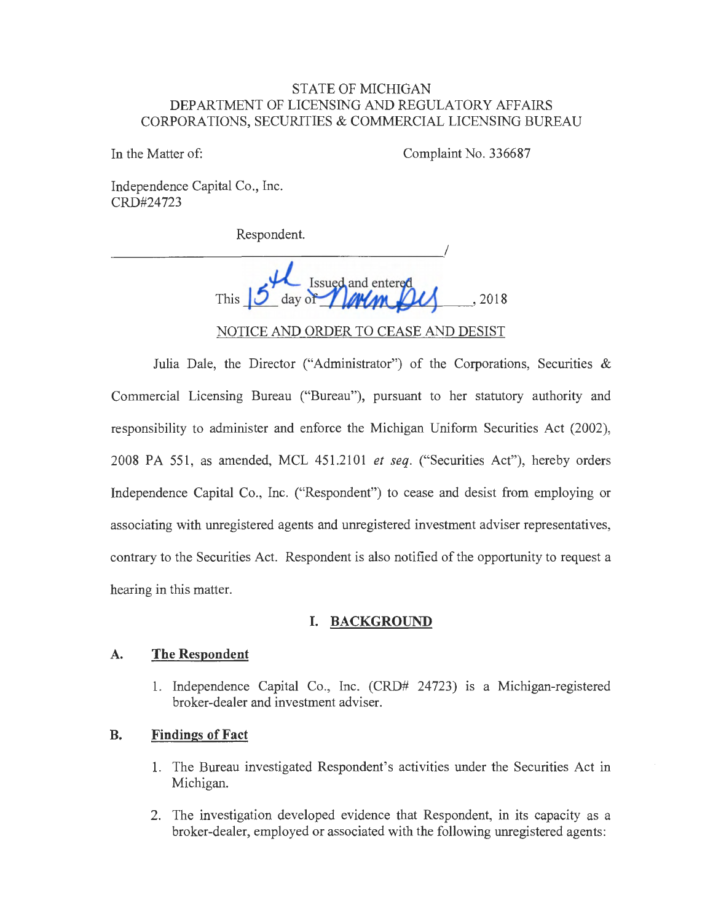STATE OF MICHIGAN
DEPARTMENT OF LICENSING AND REGULATORY AFFAIRS
CORPORATIONS, SECURITIES & COMMERCIAL LICENSING BUREAU

In the Matter of:

Complaint No. 336687

Independence Capital Co., Inc.
CRD#24723

Respondent.

_______________________________________________/

Issued and entered
This 15th day of November, 2018

NOTICE AND ORDER TO CEASE AND DESIST

Julia Dale, the Director ("Administrator") of the Corporations, Securities & Commercial Licensing Bureau ("Bureau"), pursuant to her statutory authority and responsibility to administer and enforce the Michigan Uniform Securities Act (2002), 2008 PA 551, as amended, MCL 451.2101 *et seq.* ("Securities Act"), hereby orders Independence Capital Co., Inc. ("Respondent") to cease and desist from employing or associating with unregistered agents and unregistered investment adviser representatives, contrary to the Securities Act. Respondent is also notified of the opportunity to request a hearing in this matter.

## I. BACKGROUND

### A. The Respondent

1. Independence Capital Co., Inc. (CRD# 24723) is a Michigan-registered broker-dealer and investment adviser.

### B. Findings of Fact

1. The Bureau investigated Respondent's activities under the Securities Act in Michigan.
2. The investigation developed evidence that Respondent, in its capacity as a broker-dealer, employed or associated with the following unregistered agents: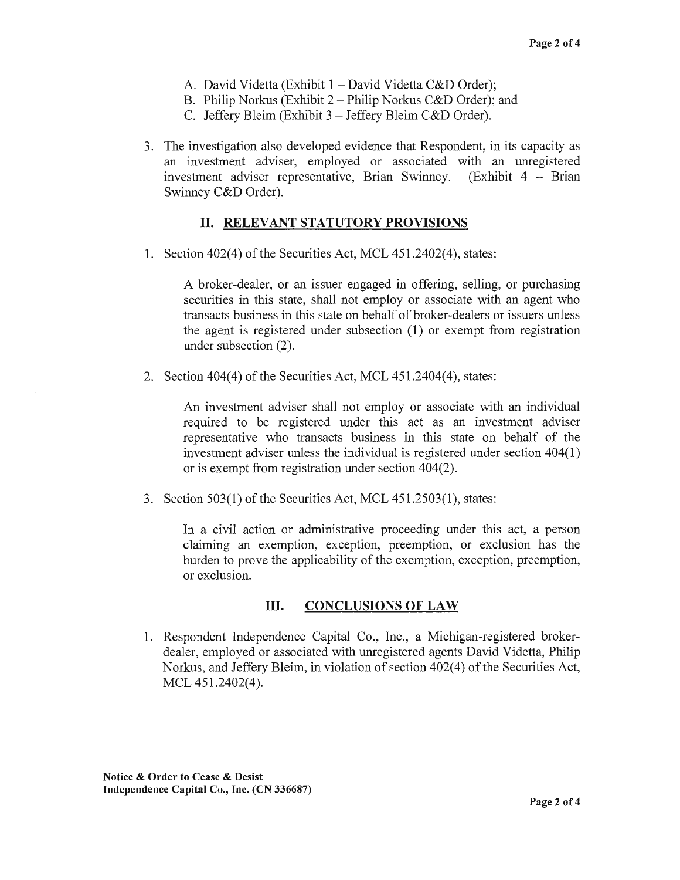A. David Videtta (Exhibit 1 – David Videtta C&D Order);
B. Philip Norkus (Exhibit 2 – Philip Norkus C&D Order); and
C. Jeffery Bleim (Exhibit 3 – Jeffery Bleim C&D Order).

3. The investigation also developed evidence that Respondent, in its capacity as an investment adviser, employed or associated with an unregistered investment adviser representative, Brian Swinney. (Exhibit 4 – Brian Swinney C&D Order).

## II. RELEVANT STATUTORY PROVISIONS

1. Section 402(4) of the Securities Act, MCL 451.2402(4), states:

   A broker-dealer, or an issuer engaged in offering, selling, or purchasing securities in this state, shall not employ or associate with an agent who transacts business in this state on behalf of broker-dealers or issuers unless the agent is registered under subsection (1) or exempt from registration under subsection (2).

2. Section 404(4) of the Securities Act, MCL 451.2404(4), states:

   An investment adviser shall not employ or associate with an individual required to be registered under this act as an investment adviser representative who transacts business in this state on behalf of the investment adviser unless the individual is registered under section 404(1) or is exempt from registration under section 404(2).

3. Section 503(1) of the Securities Act, MCL 451.2503(1), states:

   In a civil action or administrative proceeding under this act, a person claiming an exemption, exception, preemption, or exclusion has the burden to prove the applicability of the exemption, exception, preemption, or exclusion.

## III. CONCLUSIONS OF LAW

1. Respondent Independence Capital Co., Inc., a Michigan-registered broker-dealer, employed or associated with unregistered agents David Videtta, Philip Norkus, and Jeffery Bleim, in violation of section 402(4) of the Securities Act, MCL 451.2402(4).

**Notice & Order to Cease & Desist**
**Independence Capital Co., Inc. (CN 336687)**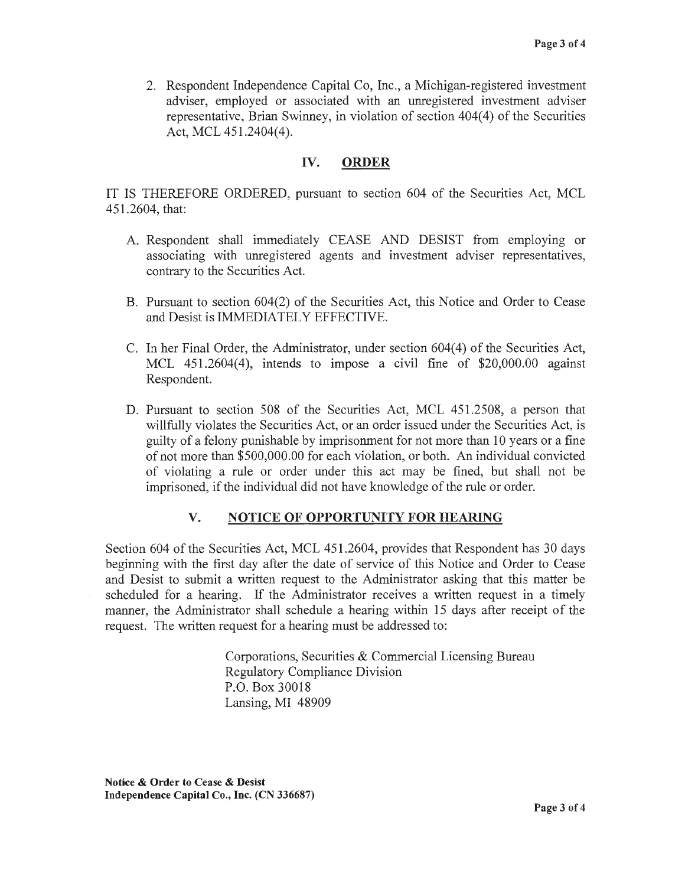2. Respondent Independence Capital Co, Inc., a Michigan-registered investment adviser, employed or associated with an unregistered investment adviser representative, Brian Swinney, in violation of section 404(4) of the Securities Act, MCL 451.2404(4).

## IV. ORDER

IT IS THEREFORE ORDERED, pursuant to section 604 of the Securities Act, MCL 451.2604, that:

A. Respondent shall immediately CEASE AND DESIST from employing or associating with unregistered agents and investment adviser representatives, contrary to the Securities Act.

B. Pursuant to section 604(2) of the Securities Act, this Notice and Order to Cease and Desist is IMMEDIATELY EFFECTIVE.

C. In her Final Order, the Administrator, under section 604(4) of the Securities Act, MCL 451.2604(4), intends to impose a civil fine of $20,000.00 against Respondent.

D. Pursuant to section 508 of the Securities Act, MCL 451.2508, a person that willfully violates the Securities Act, or an order issued under the Securities Act, is guilty of a felony punishable by imprisonment for not more than 10 years or a fine of not more than $500,000.00 for each violation, or both. An individual convicted of violating a rule or order under this act may be fined, but shall not be imprisoned, if the individual did not have knowledge of the rule or order.

## V. NOTICE OF OPPORTUNITY FOR HEARING

Section 604 of the Securities Act, MCL 451.2604, provides that Respondent has 30 days beginning with the first day after the date of service of this Notice and Order to Cease and Desist to submit a written request to the Administrator asking that this matter be scheduled for a hearing. If the Administrator receives a written request in a timely manner, the Administrator shall schedule a hearing within 15 days after receipt of the request. The written request for a hearing must be addressed to:

Corporations, Securities & Commercial Licensing Bureau
Regulatory Compliance Division
P.O. Box 30018
Lansing, MI 48909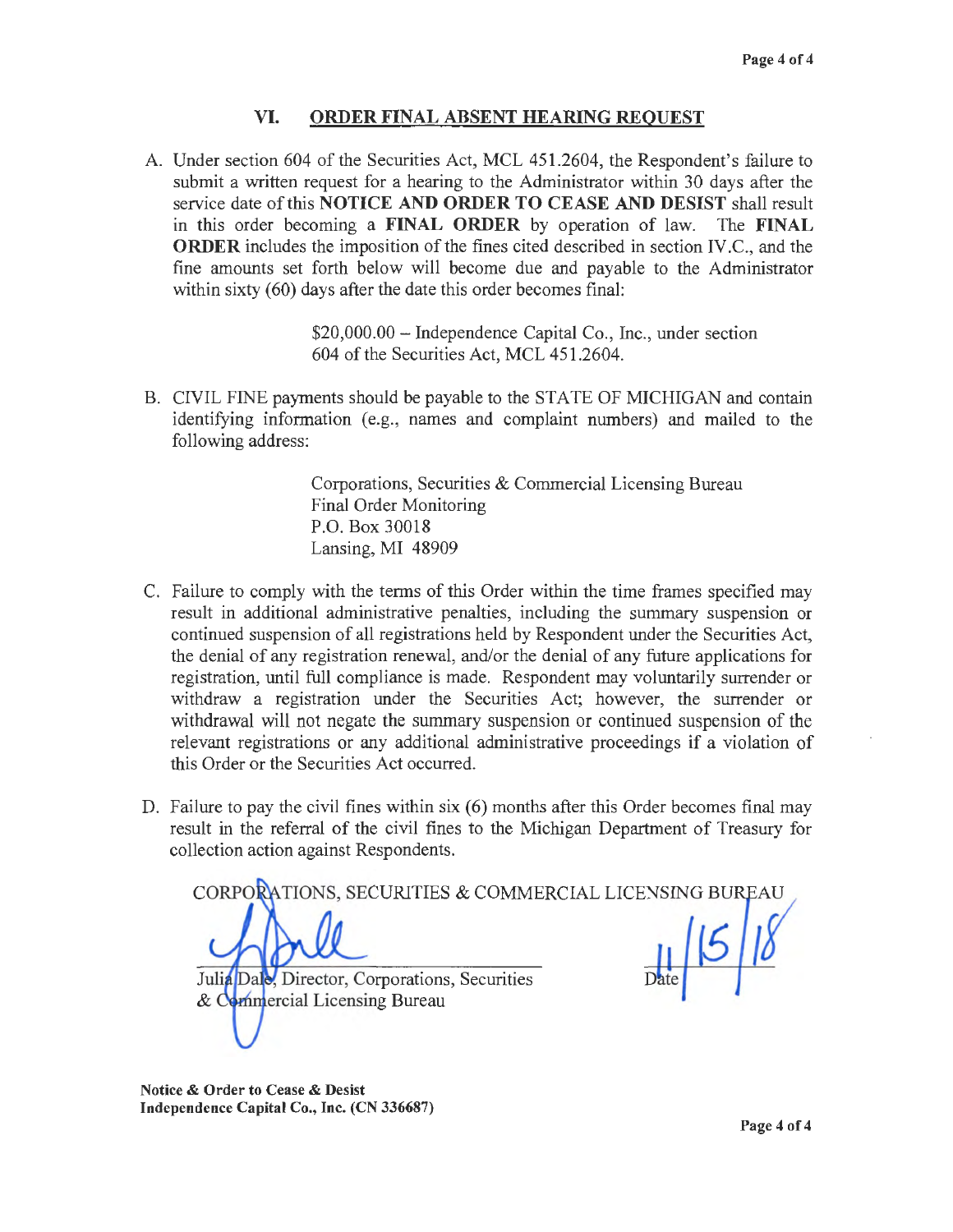## VI. ORDER FINAL ABSENT HEARING REQUEST

A. Under section 604 of the Securities Act, MCL 451.2604, the Respondent's failure to submit a written request for a hearing to the Administrator within 30 days after the service date of this **NOTICE AND ORDER TO CEASE AND DESIST** shall result in this order becoming a **FINAL ORDER** by operation of law. The **FINAL ORDER** includes the imposition of the fines cited described in section IV.C., and the fine amounts set forth below will become due and payable to the Administrator within sixty (60) days after the date this order becomes final:

> $20,000.00 – Independence Capital Co., Inc., under section 604 of the Securities Act, MCL 451.2604.

B. CIVIL FINE payments should be payable to the STATE OF MICHIGAN and contain identifying information (e.g., names and complaint numbers) and mailed to the following address:

> Corporations, Securities & Commercial Licensing Bureau
> Final Order Monitoring
> P.O. Box 30018
> Lansing, MI 48909

C. Failure to comply with the terms of this Order within the time frames specified may result in additional administrative penalties, including the summary suspension or continued suspension of all registrations held by Respondent under the Securities Act, the denial of any registration renewal, and/or the denial of any future applications for registration, until full compliance is made. Respondent may voluntarily surrender or withdraw a registration under the Securities Act; however, the surrender or withdrawal will not negate the summary suspension or continued suspension of the relevant registrations or any additional administrative proceedings if a violation of this Order or the Securities Act occurred.

D. Failure to pay the civil fines within six (6) months after this Order becomes final may result in the referral of the civil fines to the Michigan Department of Treasury for collection action against Respondents.

CORPORATIONS, SECURITIES & COMMERCIAL LICENSING BUREAU

Julia Dale, Director, Corporations, Securities & Commercial Licensing Bureau

Date: 11/15/18

**Notice & Order to Cease & Desist**
**Independence Capital Co., Inc. (CN 336687)**